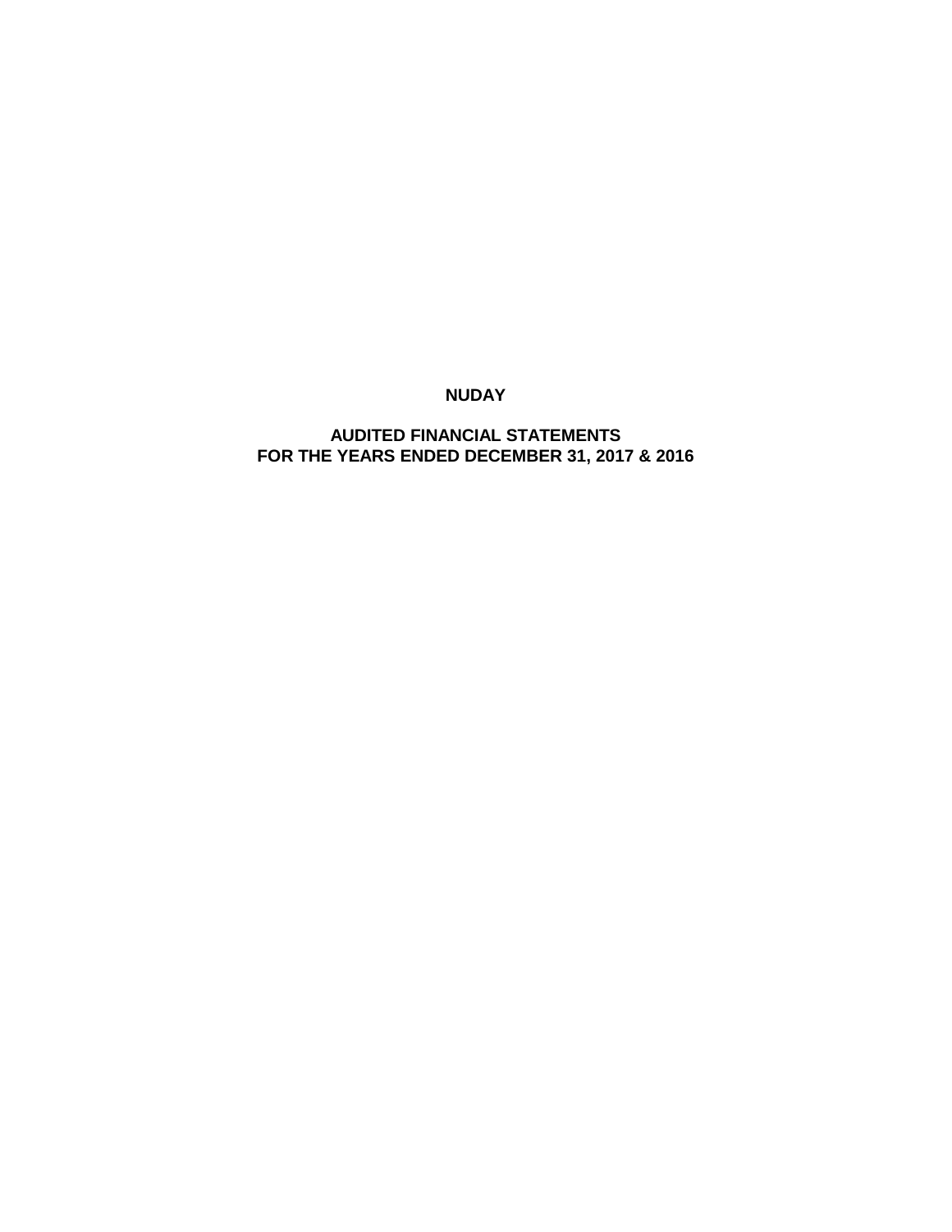# NUDAY

## AUDITED FINANCIAL STATEMENTS
## FOR THE YEARS ENDED DECEMBER 31, 2017 & 2016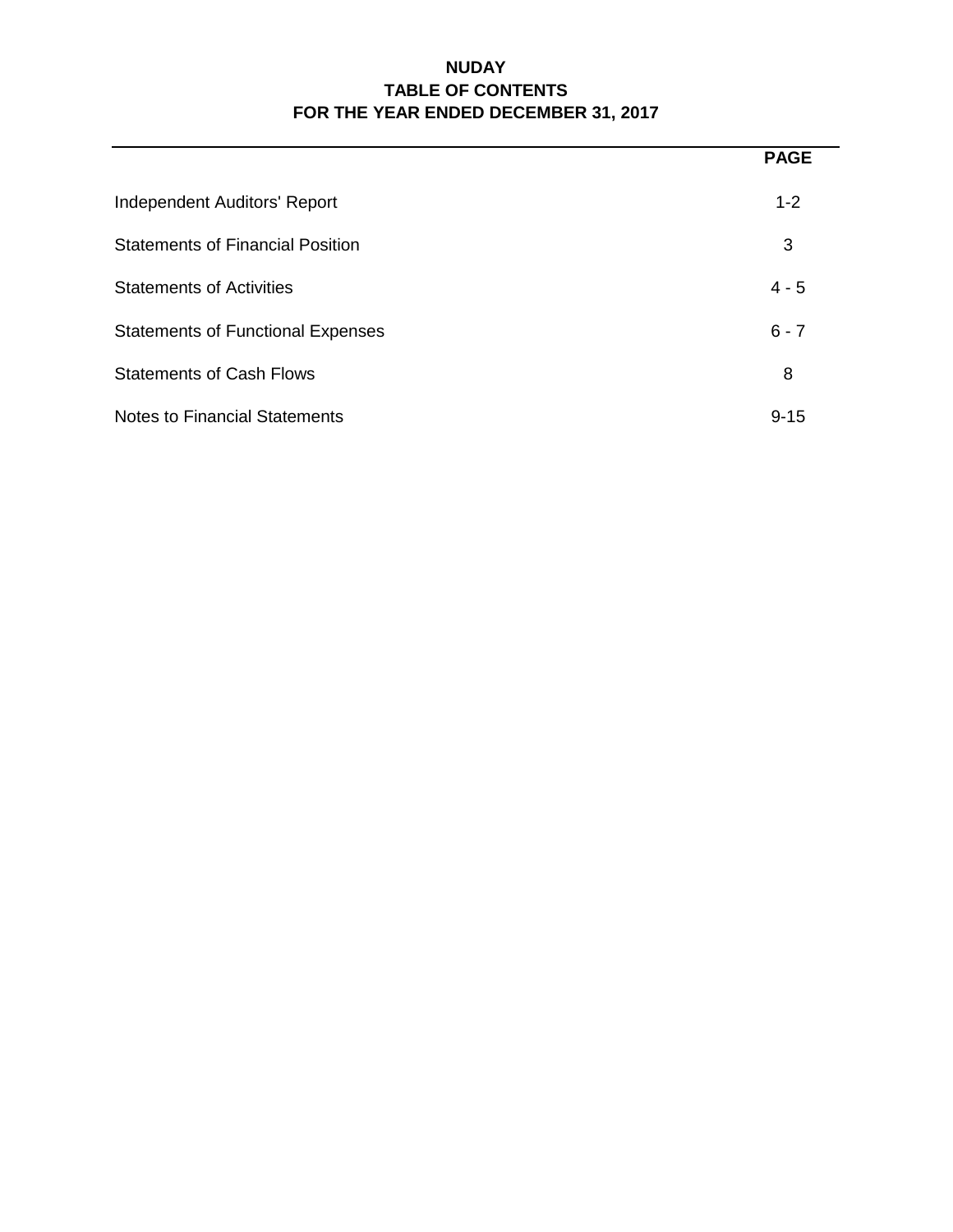# NUDAY
## TABLE OF CONTENTS
## FOR THE YEAR ENDED DECEMBER 31, 2017

| | **PAGE** |
|---|---|
| Independent Auditors' Report | 1-2 |
| Statements of Financial Position | 3 |
| Statements of Activities | 4 - 5 |
| Statements of Functional Expenses | 6 - 7 |
| Statements of Cash Flows | 8 |
| Notes to Financial Statements | 9-15 |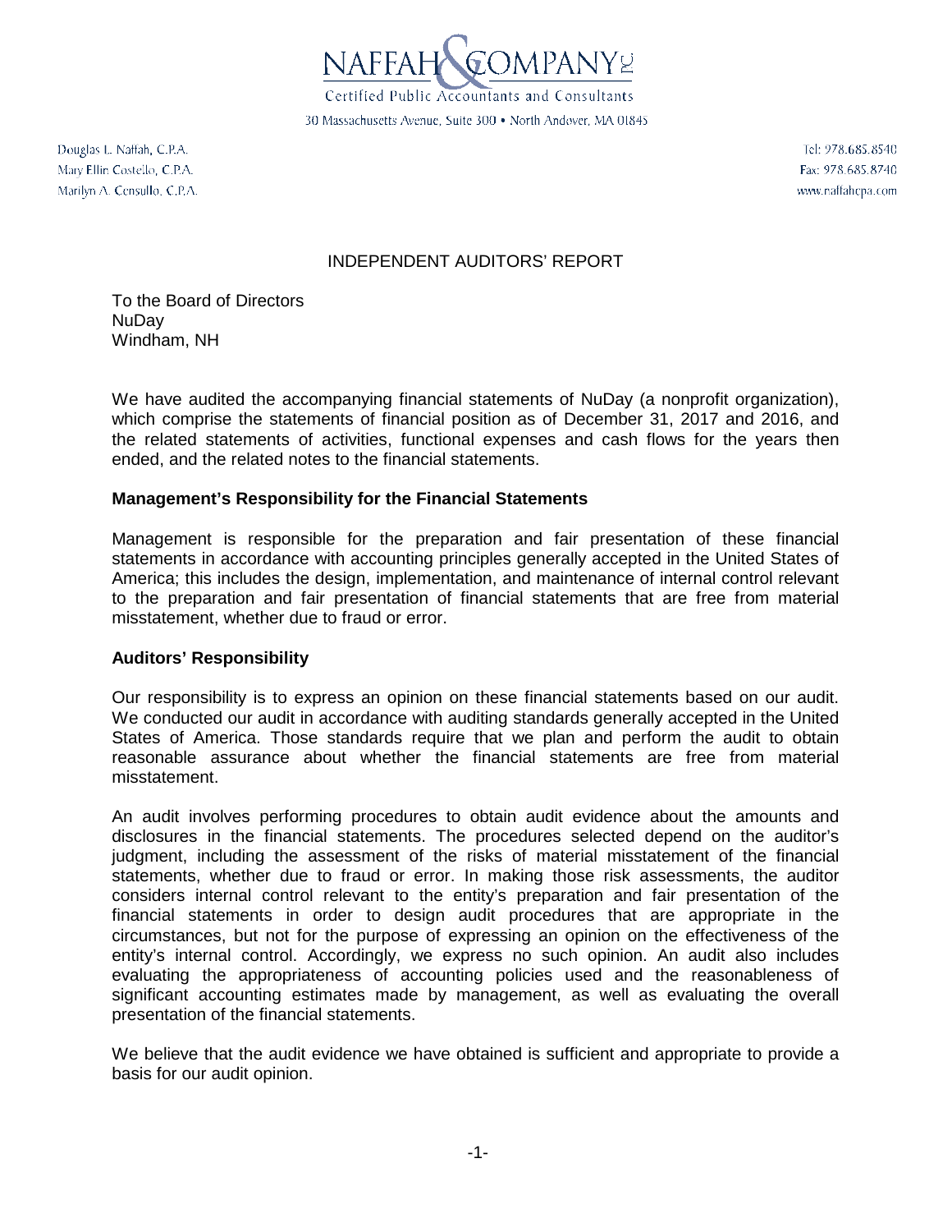NAFFAH & COMPANY PC

Certified Public Accountants and Consultants

30 Massachusetts Avenue, Suite 300 • North Andover, MA 01845

Douglas L. Naffah, C.P.A.
Mary Ellin Costello, C.P.A.
Marilyn A. Censullo, C.P.A.

Tel: 978.685.8540
Fax: 978.685.8740
www.naffahcpa.com

# INDEPENDENT AUDITORS' REPORT

To the Board of Directors
NuDay
Windham, NH

We have audited the accompanying financial statements of NuDay (a nonprofit organization), which comprise the statements of financial position as of December 31, 2017 and 2016, and the related statements of activities, functional expenses and cash flows for the years then ended, and the related notes to the financial statements.

## Management's Responsibility for the Financial Statements

Management is responsible for the preparation and fair presentation of these financial statements in accordance with accounting principles generally accepted in the United States of America; this includes the design, implementation, and maintenance of internal control relevant to the preparation and fair presentation of financial statements that are free from material misstatement, whether due to fraud or error.

## Auditors' Responsibility

Our responsibility is to express an opinion on these financial statements based on our audit. We conducted our audit in accordance with auditing standards generally accepted in the United States of America. Those standards require that we plan and perform the audit to obtain reasonable assurance about whether the financial statements are free from material misstatement.

An audit involves performing procedures to obtain audit evidence about the amounts and disclosures in the financial statements. The procedures selected depend on the auditor's judgment, including the assessment of the risks of material misstatement of the financial statements, whether due to fraud or error. In making those risk assessments, the auditor considers internal control relevant to the entity's preparation and fair presentation of the financial statements in order to design audit procedures that are appropriate in the circumstances, but not for the purpose of expressing an opinion on the effectiveness of the entity's internal control. Accordingly, we express no such opinion. An audit also includes evaluating the appropriateness of accounting policies used and the reasonableness of significant accounting estimates made by management, as well as evaluating the overall presentation of the financial statements.

We believe that the audit evidence we have obtained is sufficient and appropriate to provide a basis for our audit opinion.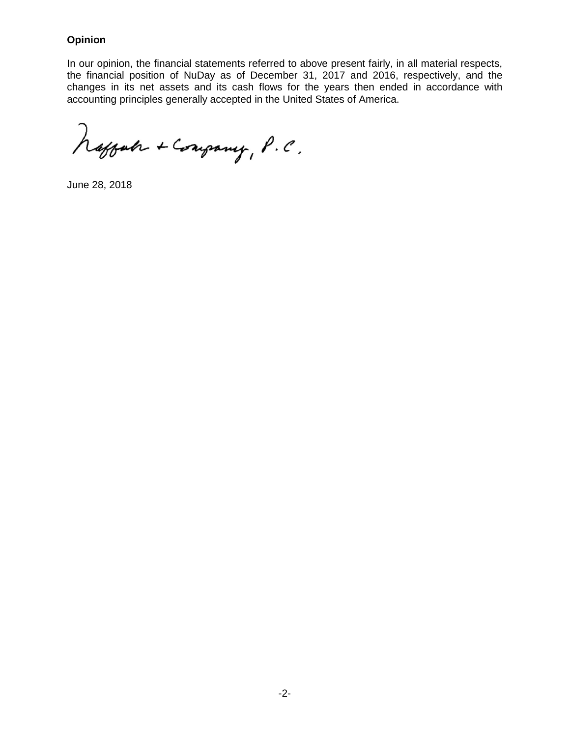**Opinion**

In our opinion, the financial statements referred to above present fairly, in all material respects, the financial position of NuDay as of December 31, 2017 and 2016, respectively, and the changes in its net assets and its cash flows for the years then ended in accordance with accounting principles generally accepted in the United States of America.

Raffa + Company, P.C.

June 28, 2018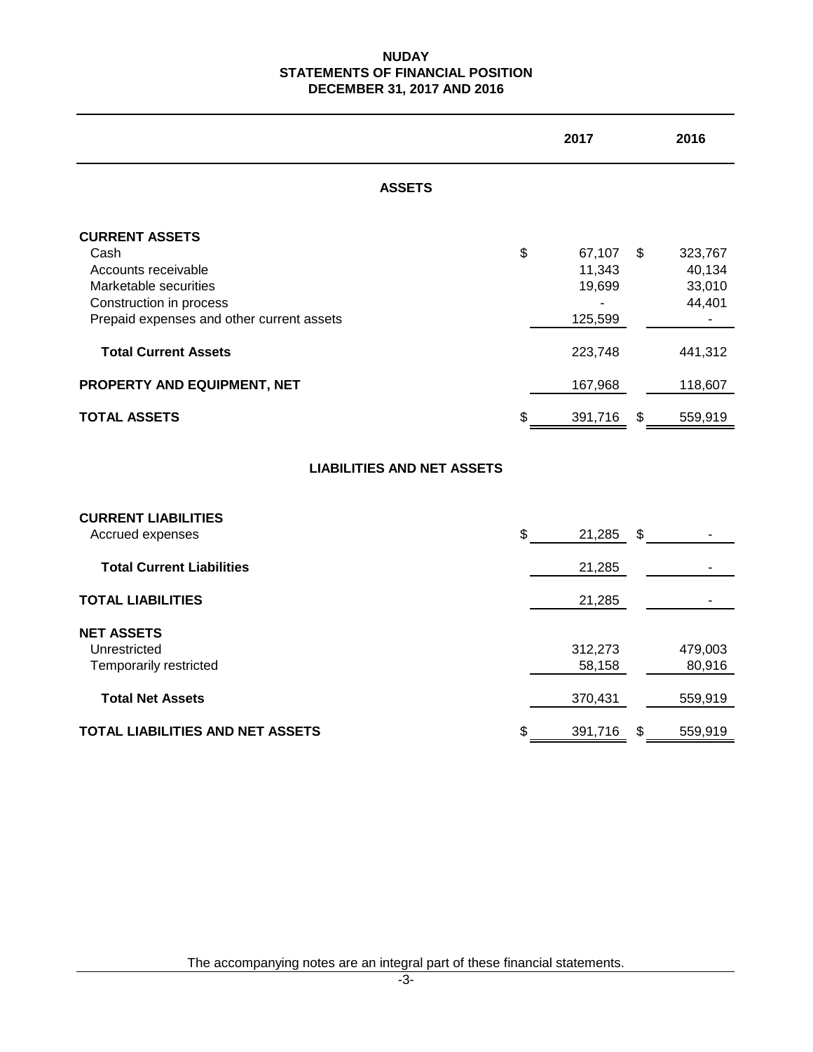# NUDAY
## STATEMENTS OF FINANCIAL POSITION
## DECEMBER 31, 2017 AND 2016

| | 2017 | 2016 |
|---|---|---|
| **ASSETS** | | |
| **CURRENT ASSETS** | | |
| Cash | $ 67,107 | $ 323,767 |
| Accounts receivable | 11,343 | 40,134 |
| Marketable securities | 19,699 | 33,010 |
| Construction in process | - | 44,401 |
| Prepaid expenses and other current assets | 125,599 | - |
| **Total Current Assets** | 223,748 | 441,312 |
| **PROPERTY AND EQUIPMENT, NET** | 167,968 | 118,607 |
| **TOTAL ASSETS** | $ 391,716 | $ 559,919 |
| **LIABILITIES AND NET ASSETS** | | |
| **CURRENT LIABILITIES** | | |
| Accrued expenses | $ 21,285 | $ - |
| **Total Current Liabilities** | 21,285 | - |
| **TOTAL LIABILITIES** | 21,285 | - |
| **NET ASSETS** | | |
| Unrestricted | 312,273 | 479,003 |
| Temporarily restricted | 58,158 | 80,916 |
| **Total Net Assets** | 370,431 | 559,919 |
| **TOTAL LIABILITIES AND NET ASSETS** | $ 391,716 | $ 559,919 |

The accompanying notes are an integral part of these financial statements.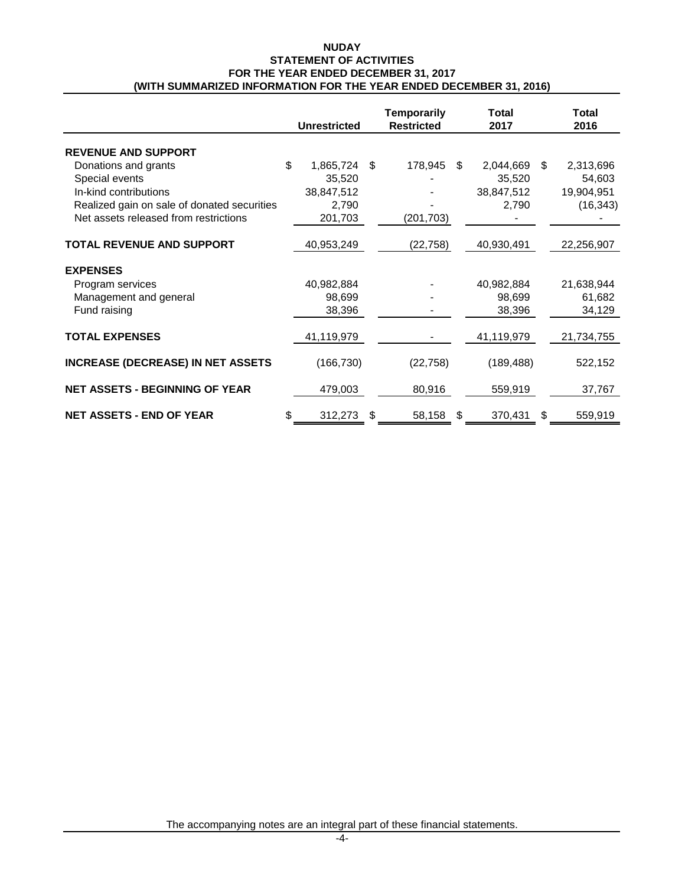# NUDAY

## STATEMENT OF ACTIVITIES

### FOR THE YEAR ENDED DECEMBER 31, 2017

### (WITH SUMMARIZED INFORMATION FOR THE YEAR ENDED DECEMBER 31, 2016)

| | Unrestricted | Temporarily Restricted | Total 2017 | Total 2016 |
|---|---|---|---|---|
| **REVENUE AND SUPPORT** | | | | |
| Donations and grants | $ 1,865,724 | $ 178,945 | $ 2,044,669 | $ 2,313,696 |
| Special events | 35,520 | - | 35,520 | 54,603 |
| In-kind contributions | 38,847,512 | - | 38,847,512 | 19,904,951 |
| Realized gain on sale of donated securities | 2,790 | - | 2,790 | (16,343) |
| Net assets released from restrictions | 201,703 | (201,703) | - | - |
| **TOTAL REVENUE AND SUPPORT** | 40,953,249 | (22,758) | 40,930,491 | 22,256,907 |
| **EXPENSES** | | | | |
| Program services | 40,982,884 | - | 40,982,884 | 21,638,944 |
| Management and general | 98,699 | - | 98,699 | 61,682 |
| Fund raising | 38,396 | - | 38,396 | 34,129 |
| **TOTAL EXPENSES** | 41,119,979 | - | 41,119,979 | 21,734,755 |
| **INCREASE (DECREASE) IN NET ASSETS** | (166,730) | (22,758) | (189,488) | 522,152 |
| **NET ASSETS - BEGINNING OF YEAR** | 479,003 | 80,916 | 559,919 | 37,767 |
| **NET ASSETS - END OF YEAR** | $ 312,273 | $ 58,158 | $ 370,431 | $ 559,919 |

The accompanying notes are an integral part of these financial statements.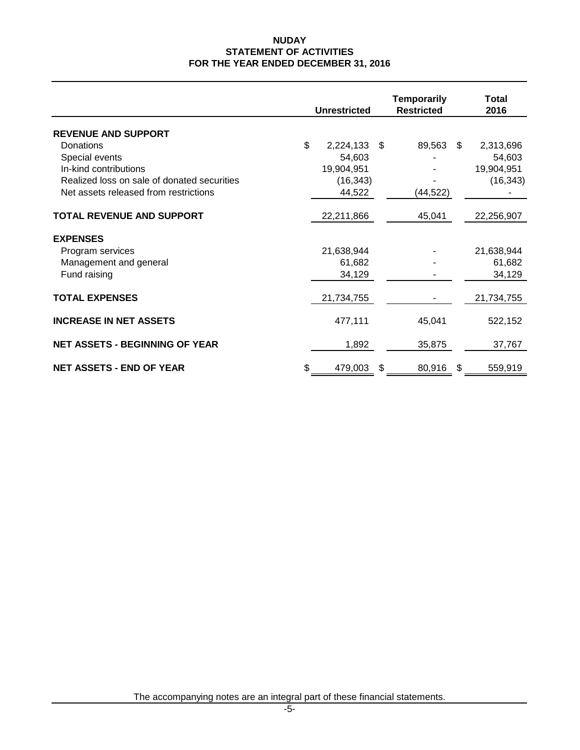# NUDAY
## STATEMENT OF ACTIVITIES
## FOR THE YEAR ENDED DECEMBER 31, 2016

| | Unrestricted | Temporarily Restricted | Total 2016 |
|---|---|---|---|
| **REVENUE AND SUPPORT** | | | |
| Donations | $ 2,224,133 | $ 89,563 | $ 2,313,696 |
| Special events | 54,603 | - | 54,603 |
| In-kind contributions | 19,904,951 | - | 19,904,951 |
| Realized loss on sale of donated securities | (16,343) | - | (16,343) |
| Net assets released from restrictions | 44,522 | (44,522) | - |
| **TOTAL REVENUE AND SUPPORT** | 22,211,866 | 45,041 | 22,256,907 |
| **EXPENSES** | | | |
| Program services | 21,638,944 | - | 21,638,944 |
| Management and general | 61,682 | - | 61,682 |
| Fund raising | 34,129 | - | 34,129 |
| **TOTAL EXPENSES** | 21,734,755 | - | 21,734,755 |
| **INCREASE IN NET ASSETS** | 477,111 | 45,041 | 522,152 |
| **NET ASSETS - BEGINNING OF YEAR** | 1,892 | 35,875 | 37,767 |
| **NET ASSETS - END OF YEAR** | $ 479,003 | $ 80,916 | $ 559,919 |

The accompanying notes are an integral part of these financial statements.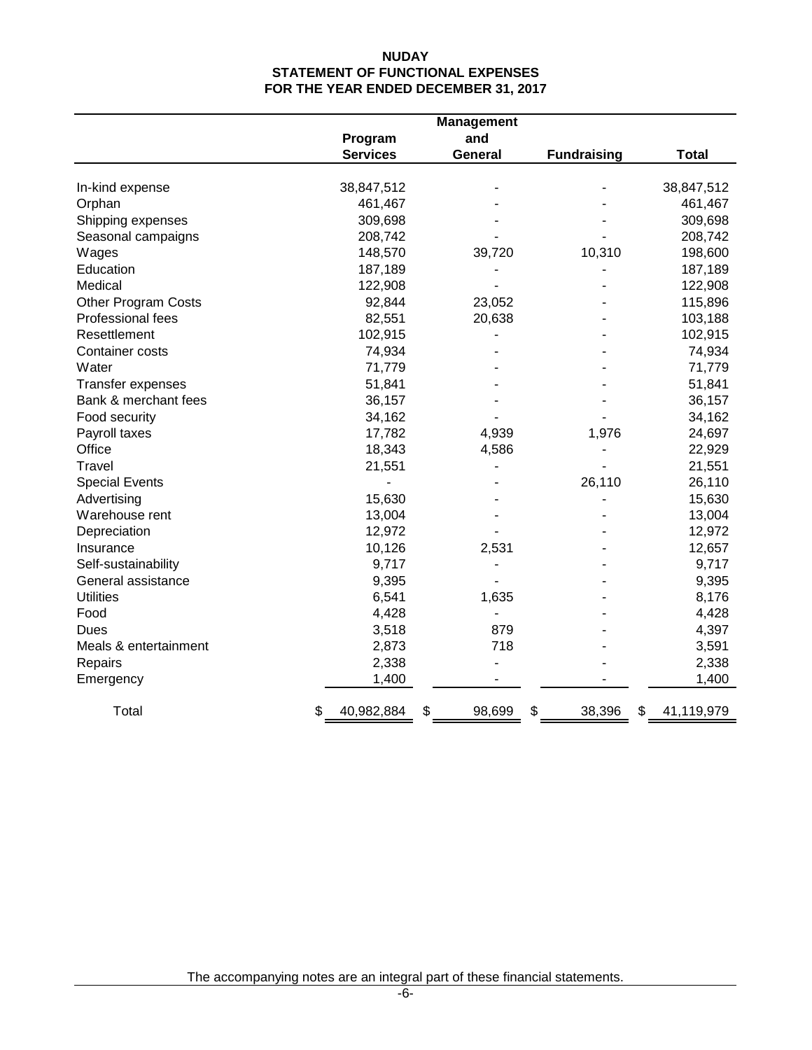# NUDAY
## STATEMENT OF FUNCTIONAL EXPENSES
## FOR THE YEAR ENDED DECEMBER 31, 2017

| | Program Services | Management and General | Fundraising | Total |
|---|---|---|---|---|
| In-kind expense | 38,847,512 | - | - | 38,847,512 |
| Orphan | 461,467 | - | - | 461,467 |
| Shipping expenses | 309,698 | - | - | 309,698 |
| Seasonal campaigns | 208,742 | - | - | 208,742 |
| Wages | 148,570 | 39,720 | 10,310 | 198,600 |
| Education | 187,189 | - | - | 187,189 |
| Medical | 122,908 | - | - | 122,908 |
| Other Program Costs | 92,844 | 23,052 | - | 115,896 |
| Professional fees | 82,551 | 20,638 | - | 103,188 |
| Resettlement | 102,915 | - | - | 102,915 |
| Container costs | 74,934 | - | - | 74,934 |
| Water | 71,779 | - | - | 71,779 |
| Transfer expenses | 51,841 | - | - | 51,841 |
| Bank & merchant fees | 36,157 | - | - | 36,157 |
| Food security | 34,162 | - | - | 34,162 |
| Payroll taxes | 17,782 | 4,939 | 1,976 | 24,697 |
| Office | 18,343 | 4,586 | - | 22,929 |
| Travel | 21,551 | - | - | 21,551 |
| Special Events | - | - | 26,110 | 26,110 |
| Advertising | 15,630 | - | - | 15,630 |
| Warehouse rent | 13,004 | - | - | 13,004 |
| Depreciation | 12,972 | - | - | 12,972 |
| Insurance | 10,126 | 2,531 | - | 12,657 |
| Self-sustainability | 9,717 | - | - | 9,717 |
| General assistance | 9,395 | - | - | 9,395 |
| Utilities | 6,541 | 1,635 | - | 8,176 |
| Food | 4,428 | - | - | 4,428 |
| Dues | 3,518 | 879 | - | 4,397 |
| Meals & entertainment | 2,873 | 718 | - | 3,591 |
| Repairs | 2,338 | - | - | 2,338 |
| Emergency | 1,400 | - | - | 1,400 |
| Total | $ 40,982,884 | $ 98,699 | $ 38,396 | $ 41,119,979 |

The accompanying notes are an integral part of these financial statements.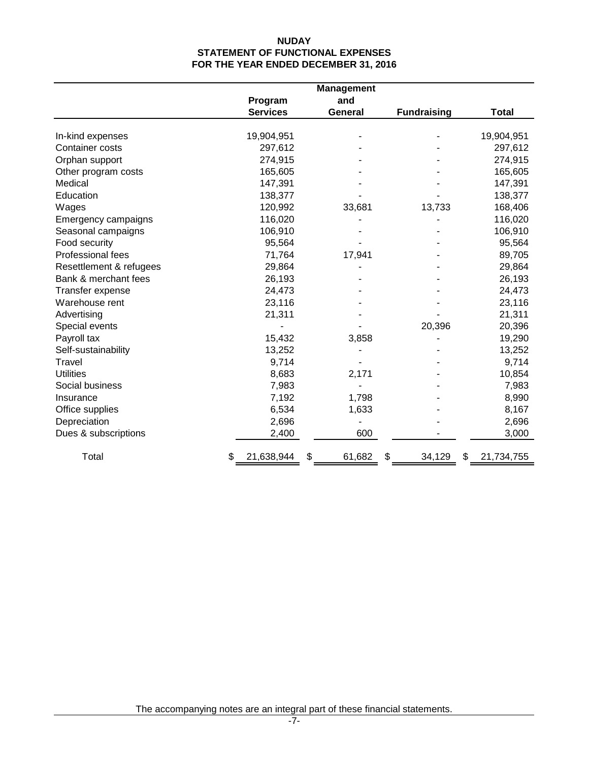# NUDAY
## STATEMENT OF FUNCTIONAL EXPENSES
## FOR THE YEAR ENDED DECEMBER 31, 2016

| | Program Services | Management and General | Fundraising | Total |
|---|---|---|---|---|
| In-kind expenses | 19,904,951 | - | - | 19,904,951 |
| Container costs | 297,612 | - | - | 297,612 |
| Orphan support | 274,915 | - | - | 274,915 |
| Other program costs | 165,605 | - | - | 165,605 |
| Medical | 147,391 | - | - | 147,391 |
| Education | 138,377 | - | - | 138,377 |
| Wages | 120,992 | 33,681 | 13,733 | 168,406 |
| Emergency campaigns | 116,020 | - | - | 116,020 |
| Seasonal campaigns | 106,910 | - | - | 106,910 |
| Food security | 95,564 | - | - | 95,564 |
| Professional fees | 71,764 | 17,941 | - | 89,705 |
| Resettlement & refugees | 29,864 | - | - | 29,864 |
| Bank & merchant fees | 26,193 | - | - | 26,193 |
| Transfer expense | 24,473 | - | - | 24,473 |
| Warehouse rent | 23,116 | - | - | 23,116 |
| Advertising | 21,311 | - | - | 21,311 |
| Special events | - | - | 20,396 | 20,396 |
| Payroll tax | 15,432 | 3,858 | - | 19,290 |
| Self-sustainability | 13,252 | - | - | 13,252 |
| Travel | 9,714 | - | - | 9,714 |
| Utilities | 8,683 | 2,171 | - | 10,854 |
| Social business | 7,983 | - | - | 7,983 |
| Insurance | 7,192 | 1,798 | - | 8,990 |
| Office supplies | 6,534 | 1,633 | - | 8,167 |
| Depreciation | 2,696 | - | - | 2,696 |
| Dues & subscriptions | 2,400 | 600 | - | 3,000 |
| Total | $ 21,638,944 | $ 61,682 | $ 34,129 | $ 21,734,755 |

The accompanying notes are an integral part of these financial statements.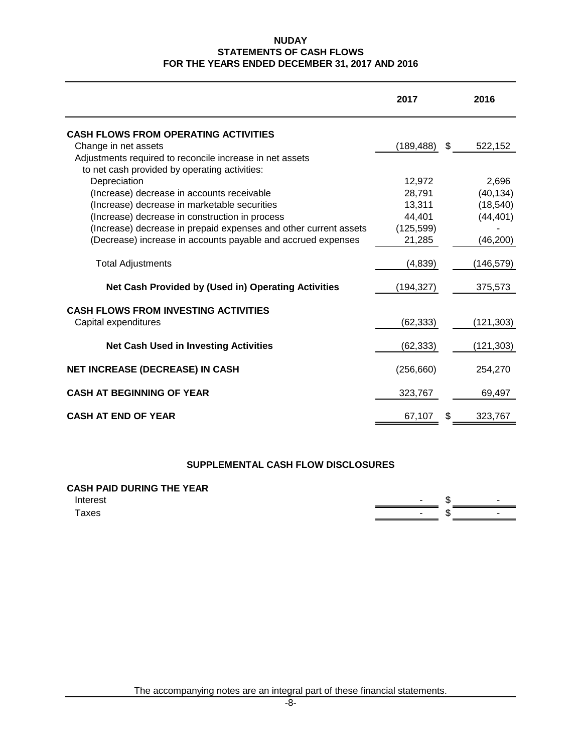**NUDAY**
**STATEMENTS OF CASH FLOWS**
**FOR THE YEARS ENDED DECEMBER 31, 2017 AND 2016**

| | 2017 | 2016 |
|---|---|---|
| **CASH FLOWS FROM OPERATING ACTIVITIES** | | |
| Change in net assets | (189,488) | $ 522,152 |
| Adjustments required to reconcile increase in net assets to net cash provided by operating activities: | | |
| Depreciation | 12,972 | 2,696 |
| (Increase) decrease in accounts receivable | 28,791 | (40,134) |
| (Increase) decrease in marketable securities | 13,311 | (18,540) |
| (Increase) decrease in construction in process | 44,401 | (44,401) |
| (Increase) decrease in prepaid expenses and other current assets | (125,599) | - |
| (Decrease) increase in accounts payable and accrued expenses | 21,285 | (46,200) |
| Total Adjustments | (4,839) | (146,579) |
| **Net Cash Provided by (Used in) Operating Activities** | (194,327) | 375,573 |
| **CASH FLOWS FROM INVESTING ACTIVITIES** | | |
| Capital expenditures | (62,333) | (121,303) |
| **Net Cash Used in Investing Activities** | (62,333) | (121,303) |
| **NET INCREASE (DECREASE) IN CASH** | (256,660) | 254,270 |
| **CASH AT BEGINNING OF YEAR** | 323,767 | 69,497 |
| **CASH AT END OF YEAR** | 67,107 | $ 323,767 |

**SUPPLEMENTAL CASH FLOW DISCLOSURES**

| **CASH PAID DURING THE YEAR** | | |
|---|---|---|
| Interest | - | $ - |
| Taxes | - | $ - |

The accompanying notes are an integral part of these financial statements.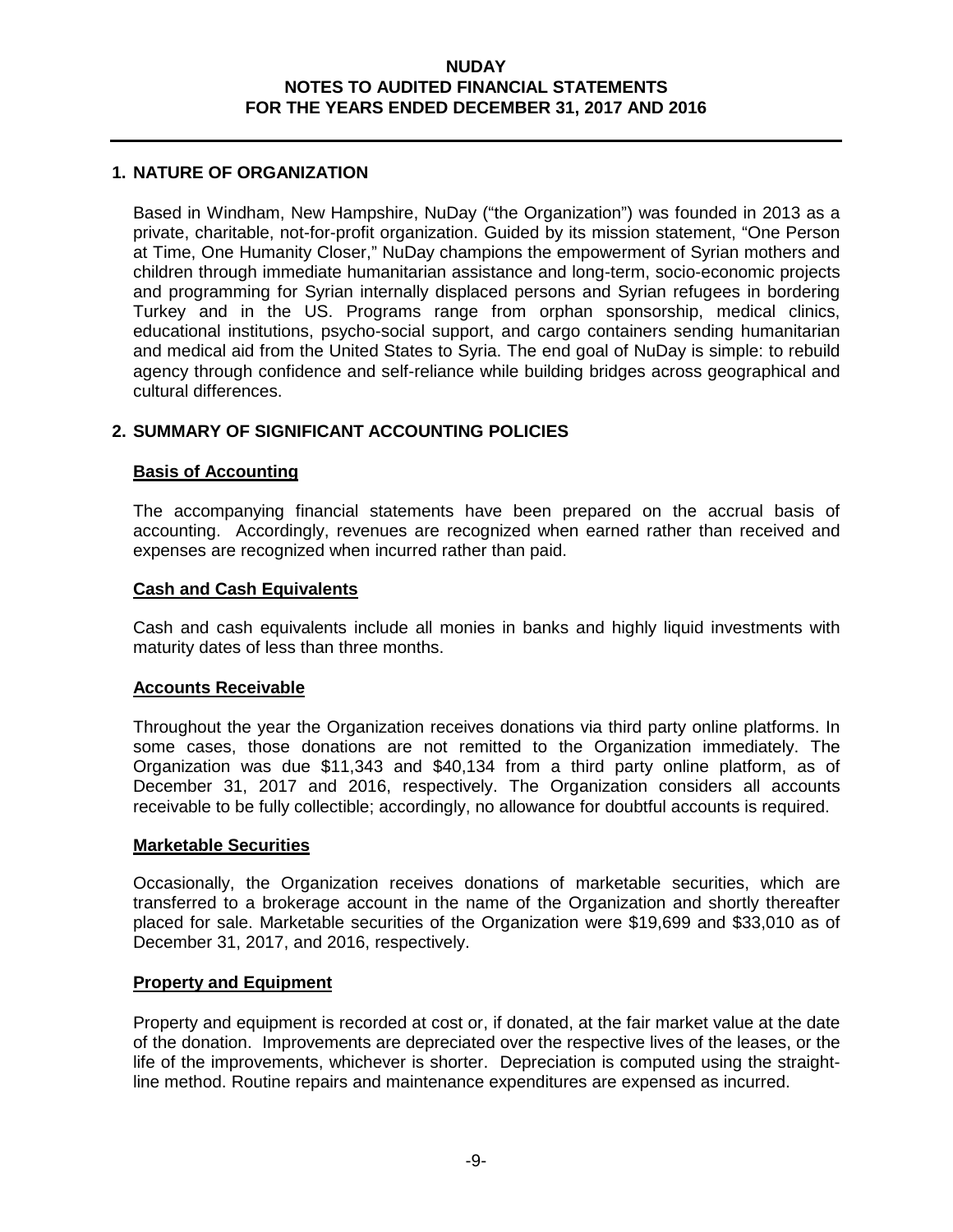# NUDAY
## NOTES TO AUDITED FINANCIAL STATEMENTS
## FOR THE YEARS ENDED DECEMBER 31, 2017 AND 2016

### 1. NATURE OF ORGANIZATION

Based in Windham, New Hampshire, NuDay ("the Organization") was founded in 2013 as a private, charitable, not-for-profit organization. Guided by its mission statement, "One Person at Time, One Humanity Closer," NuDay champions the empowerment of Syrian mothers and children through immediate humanitarian assistance and long-term, socio-economic projects and programming for Syrian internally displaced persons and Syrian refugees in bordering Turkey and in the US. Programs range from orphan sponsorship, medical clinics, educational institutions, psycho-social support, and cargo containers sending humanitarian and medical aid from the United States to Syria. The end goal of NuDay is simple: to rebuild agency through confidence and self-reliance while building bridges across geographical and cultural differences.

### 2. SUMMARY OF SIGNIFICANT ACCOUNTING POLICIES

**Basis of Accounting**

The accompanying financial statements have been prepared on the accrual basis of accounting. Accordingly, revenues are recognized when earned rather than received and expenses are recognized when incurred rather than paid.

**Cash and Cash Equivalents**

Cash and cash equivalents include all monies in banks and highly liquid investments with maturity dates of less than three months.

**Accounts Receivable**

Throughout the year the Organization receives donations via third party online platforms. In some cases, those donations are not remitted to the Organization immediately. The Organization was due $11,343 and $40,134 from a third party online platform, as of December 31, 2017 and 2016, respectively. The Organization considers all accounts receivable to be fully collectible; accordingly, no allowance for doubtful accounts is required.

**Marketable Securities**

Occasionally, the Organization receives donations of marketable securities, which are transferred to a brokerage account in the name of the Organization and shortly thereafter placed for sale. Marketable securities of the Organization were $19,699 and $33,010 as of December 31, 2017, and 2016, respectively.

**Property and Equipment**

Property and equipment is recorded at cost or, if donated, at the fair market value at the date of the donation. Improvements are depreciated over the respective lives of the leases, or the life of the improvements, whichever is shorter. Depreciation is computed using the straight-line method. Routine repairs and maintenance expenditures are expensed as incurred.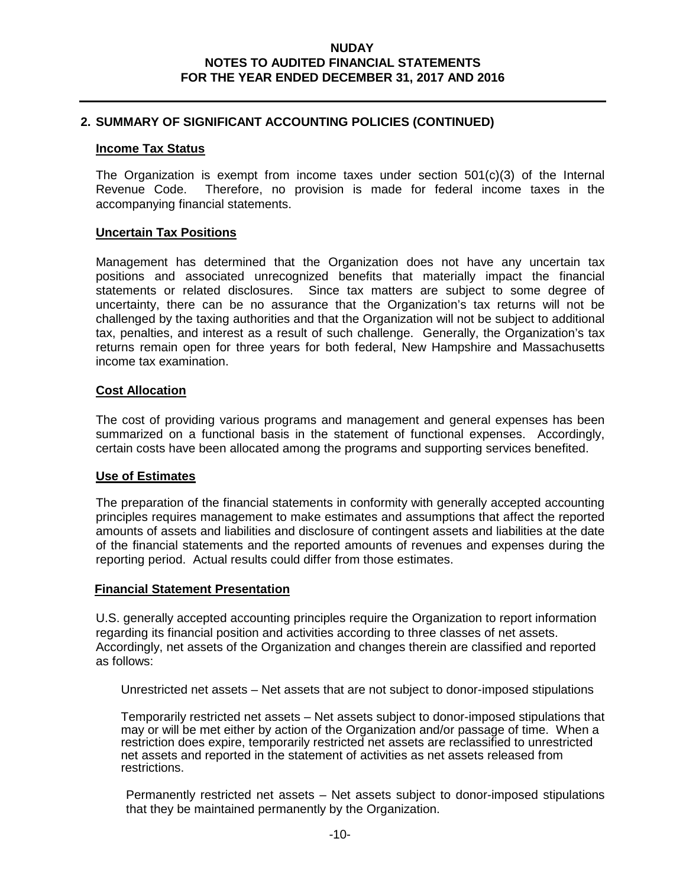## 2. SUMMARY OF SIGNIFICANT ACCOUNTING POLICIES (CONTINUED)

### Income Tax Status

The Organization is exempt from income taxes under section 501(c)(3) of the Internal Revenue Code. Therefore, no provision is made for federal income taxes in the accompanying financial statements.

### Uncertain Tax Positions

Management has determined that the Organization does not have any uncertain tax positions and associated unrecognized benefits that materially impact the financial statements or related disclosures. Since tax matters are subject to some degree of uncertainty, there can be no assurance that the Organization's tax returns will not be challenged by the taxing authorities and that the Organization will not be subject to additional tax, penalties, and interest as a result of such challenge. Generally, the Organization's tax returns remain open for three years for both federal, New Hampshire and Massachusetts income tax examination.

### Cost Allocation

The cost of providing various programs and management and general expenses has been summarized on a functional basis in the statement of functional expenses. Accordingly, certain costs have been allocated among the programs and supporting services benefited.

### Use of Estimates

The preparation of the financial statements in conformity with generally accepted accounting principles requires management to make estimates and assumptions that affect the reported amounts of assets and liabilities and disclosure of contingent assets and liabilities at the date of the financial statements and the reported amounts of revenues and expenses during the reporting period. Actual results could differ from those estimates.

### Financial Statement Presentation

U.S. generally accepted accounting principles require the Organization to report information regarding its financial position and activities according to three classes of net assets. Accordingly, net assets of the Organization and changes therein are classified and reported as follows:

Unrestricted net assets – Net assets that are not subject to donor-imposed stipulations

Temporarily restricted net assets – Net assets subject to donor-imposed stipulations that may or will be met either by action of the Organization and/or passage of time. When a restriction does expire, temporarily restricted net assets are reclassified to unrestricted net assets and reported in the statement of activities as net assets released from restrictions.

Permanently restricted net assets – Net assets subject to donor-imposed stipulations that they be maintained permanently by the Organization.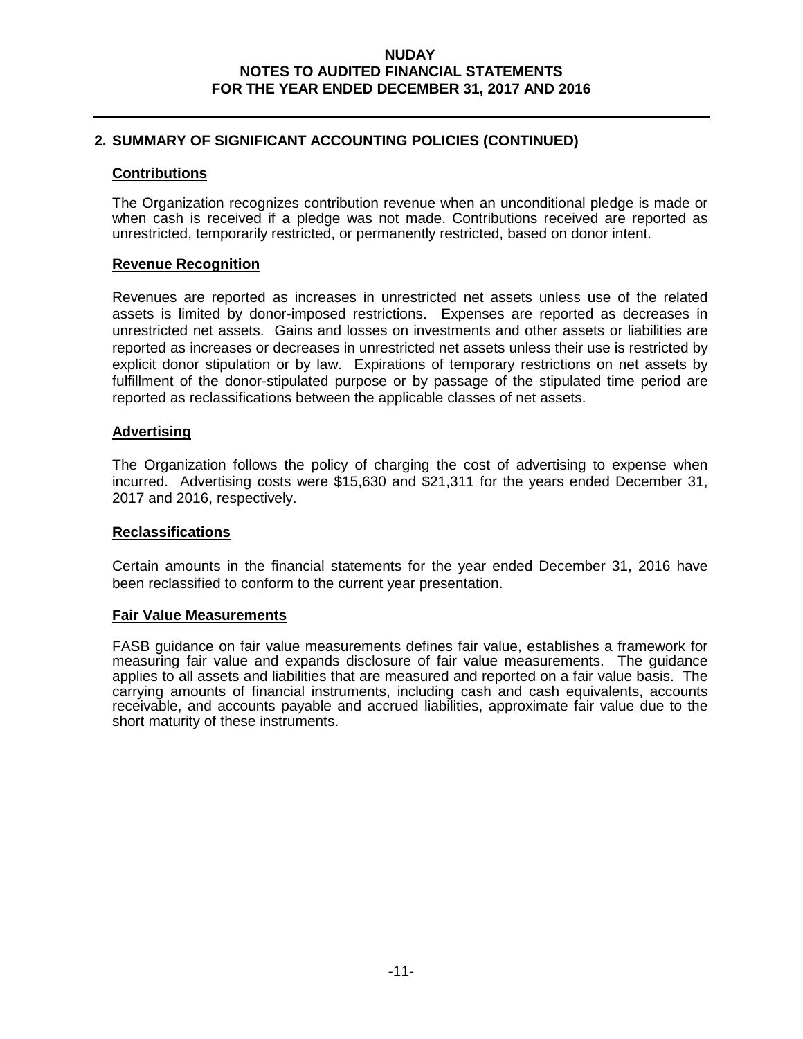## 2. SUMMARY OF SIGNIFICANT ACCOUNTING POLICIES (CONTINUED)

### Contributions

The Organization recognizes contribution revenue when an unconditional pledge is made or when cash is received if a pledge was not made. Contributions received are reported as unrestricted, temporarily restricted, or permanently restricted, based on donor intent.

### Revenue Recognition

Revenues are reported as increases in unrestricted net assets unless use of the related assets is limited by donor-imposed restrictions. Expenses are reported as decreases in unrestricted net assets. Gains and losses on investments and other assets or liabilities are reported as increases or decreases in unrestricted net assets unless their use is restricted by explicit donor stipulation or by law. Expirations of temporary restrictions on net assets by fulfillment of the donor-stipulated purpose or by passage of the stipulated time period are reported as reclassifications between the applicable classes of net assets.

### Advertising

The Organization follows the policy of charging the cost of advertising to expense when incurred. Advertising costs were $15,630 and $21,311 for the years ended December 31, 2017 and 2016, respectively.

### Reclassifications

Certain amounts in the financial statements for the year ended December 31, 2016 have been reclassified to conform to the current year presentation.

### Fair Value Measurements

FASB guidance on fair value measurements defines fair value, establishes a framework for measuring fair value and expands disclosure of fair value measurements. The guidance applies to all assets and liabilities that are measured and reported on a fair value basis. The carrying amounts of financial instruments, including cash and cash equivalents, accounts receivable, and accounts payable and accrued liabilities, approximate fair value due to the short maturity of these instruments.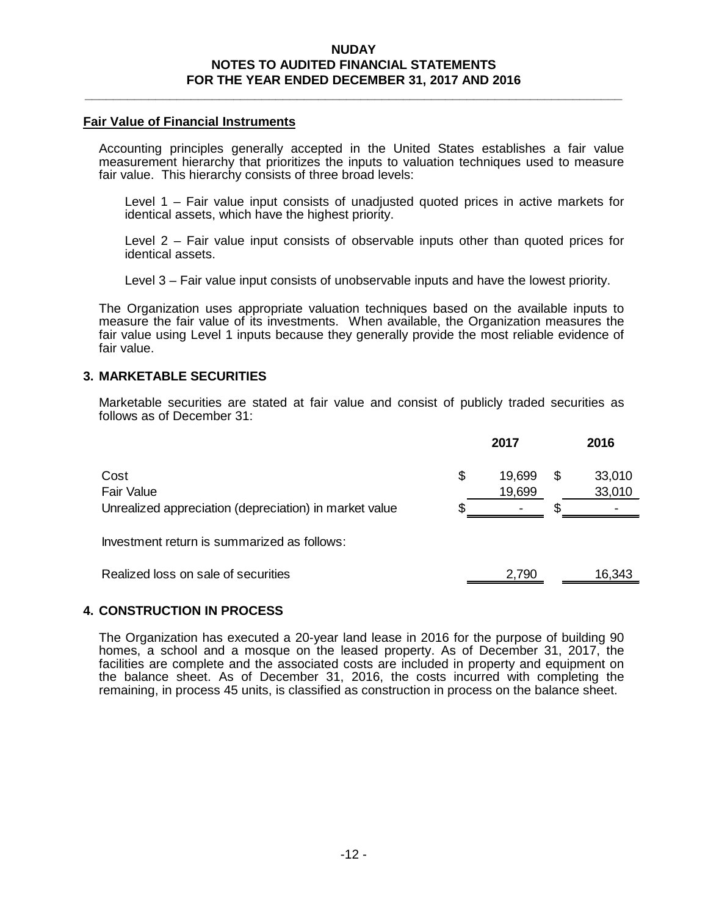### Fair Value of Financial Instruments

Accounting principles generally accepted in the United States establishes a fair value measurement hierarchy that prioritizes the inputs to valuation techniques used to measure fair value. This hierarchy consists of three broad levels:

Level 1 – Fair value input consists of unadjusted quoted prices in active markets for identical assets, which have the highest priority.

Level 2 – Fair value input consists of observable inputs other than quoted prices for identical assets.

Level 3 – Fair value input consists of unobservable inputs and have the lowest priority.

The Organization uses appropriate valuation techniques based on the available inputs to measure the fair value of its investments. When available, the Organization measures the fair value using Level 1 inputs because they generally provide the most reliable evidence of fair value.

## 3. MARKETABLE SECURITIES

Marketable securities are stated at fair value and consist of publicly traded securities as follows as of December 31:

| | 2017 | 2016 |
|---|---|---|
| Cost | $ 19,699 | $ 33,010 |
| Fair Value | 19,699 | 33,010 |
| Unrealized appreciation (depreciation) in market value | $ - | $ - |
| Investment return is summarized as follows: | | |
| Realized loss on sale of securities | 2,790 | 16,343 |

## 4. CONSTRUCTION IN PROCESS

The Organization has executed a 20-year land lease in 2016 for the purpose of building 90 homes, a school and a mosque on the leased property. As of December 31, 2017, the facilities are complete and the associated costs are included in property and equipment on the balance sheet. As of December 31, 2016, the costs incurred with completing the remaining, in process 45 units, is classified as construction in process on the balance sheet.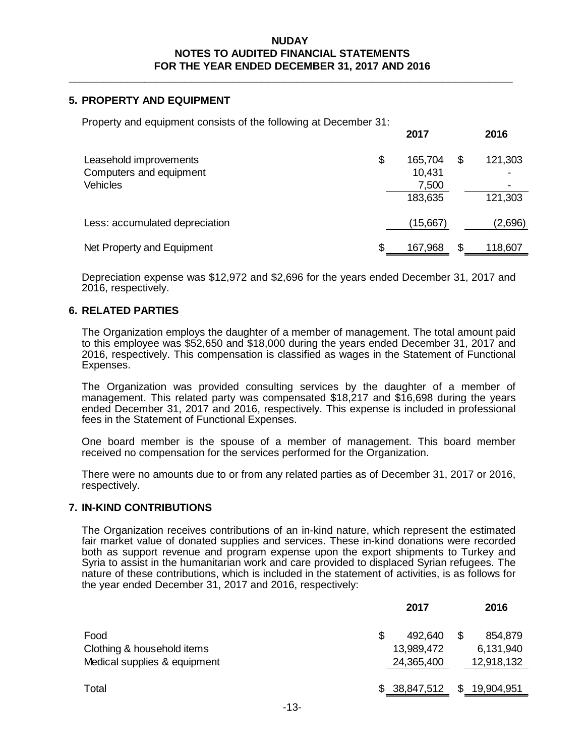## 5. PROPERTY AND EQUIPMENT

Property and equipment consists of the following at December 31:

| | 2017 | 2016 |
|---|---|---|
| Leasehold improvements | $ 165,704 | $ 121,303 |
| Computers and equipment | 10,431 | - |
| Vehicles | 7,500 | - |
| | 183,635 | 121,303 |
| Less: accumulated depreciation | (15,667) | (2,696) |
| Net Property and Equipment | $ 167,968 | $ 118,607 |

Depreciation expense was $12,972 and $2,696 for the years ended December 31, 2017 and 2016, respectively.

## 6. RELATED PARTIES

The Organization employs the daughter of a member of management. The total amount paid to this employee was $52,650 and $18,000 during the years ended December 31, 2017 and 2016, respectively. This compensation is classified as wages in the Statement of Functional Expenses.

The Organization was provided consulting services by the daughter of a member of management. This related party was compensated $18,217 and $16,698 during the years ended December 31, 2017 and 2016, respectively. This expense is included in professional fees in the Statement of Functional Expenses.

One board member is the spouse of a member of management. This board member received no compensation for the services performed for the Organization.

There were no amounts due to or from any related parties as of December 31, 2017 or 2016, respectively.

## 7. IN-KIND CONTRIBUTIONS

The Organization receives contributions of an in-kind nature, which represent the estimated fair market value of donated supplies and services. These in-kind donations were recorded both as support revenue and program expense upon the export shipments to Turkey and Syria to assist in the humanitarian work and care provided to displaced Syrian refugees. The nature of these contributions, which is included in the statement of activities, is as follows for the year ended December 31, 2017 and 2016, respectively:

| | 2017 | 2016 |
|---|---|---|
| Food | $ 492,640 | $ 854,879 |
| Clothing & household items | 13,989,472 | 6,131,940 |
| Medical supplies & equipment | 24,365,400 | 12,918,132 |
| Total | $ 38,847,512 | $ 19,904,951 |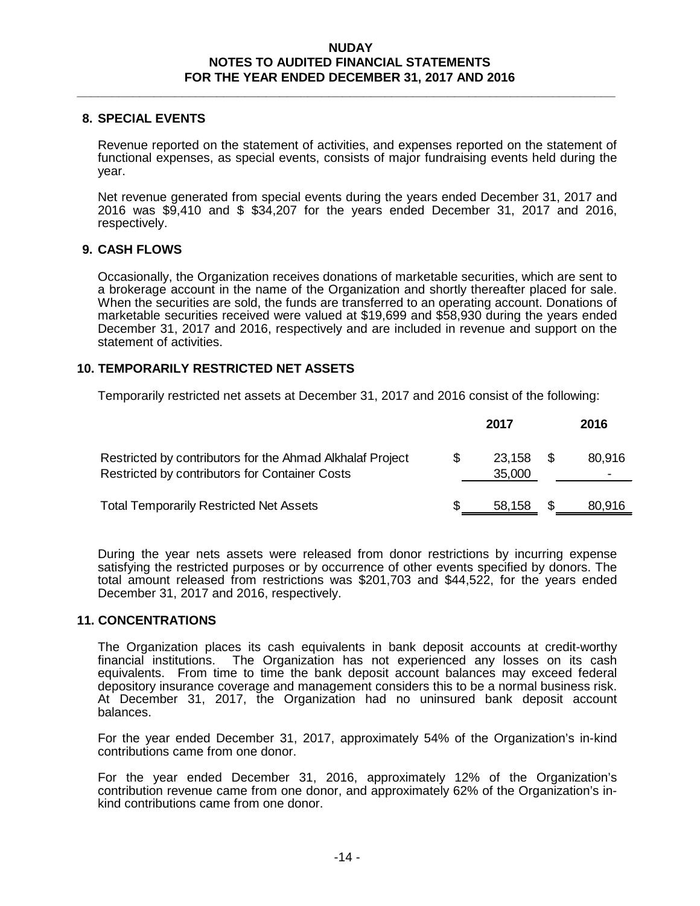## 8. SPECIAL EVENTS

Revenue reported on the statement of activities, and expenses reported on the statement of functional expenses, as special events, consists of major fundraising events held during the year.

Net revenue generated from special events during the years ended December 31, 2017 and 2016 was $9,410 and $ $34,207 for the years ended December 31, 2017 and 2016, respectively.

## 9. CASH FLOWS

Occasionally, the Organization receives donations of marketable securities, which are sent to a brokerage account in the name of the Organization and shortly thereafter placed for sale. When the securities are sold, the funds are transferred to an operating account. Donations of marketable securities received were valued at $19,699 and $58,930 during the years ended December 31, 2017 and 2016, respectively and are included in revenue and support on the statement of activities.

## 10. TEMPORARILY RESTRICTED NET ASSETS

Temporarily restricted net assets at December 31, 2017 and 2016 consist of the following:

| | 2017 | 2016 |
|---|---|---|
| Restricted by contributors for the Ahmad Alkhalaf Project | $ 23,158 | $ 80,916 |
| Restricted by contributors for Container Costs | 35,000 | - |
| Total Temporarily Restricted Net Assets | $ 58,158 | $ 80,916 |

During the year nets assets were released from donor restrictions by incurring expense satisfying the restricted purposes or by occurrence of other events specified by donors. The total amount released from restrictions was $201,703 and $44,522, for the years ended December 31, 2017 and 2016, respectively.

## 11. CONCENTRATIONS

The Organization places its cash equivalents in bank deposit accounts at credit-worthy financial institutions. The Organization has not experienced any losses on its cash equivalents. From time to time the bank deposit account balances may exceed federal depository insurance coverage and management considers this to be a normal business risk. At December 31, 2017, the Organization had no uninsured bank deposit account balances.

For the year ended December 31, 2017, approximately 54% of the Organization's in-kind contributions came from one donor.

For the year ended December 31, 2016, approximately 12% of the Organization's contribution revenue came from one donor, and approximately 62% of the Organization's in-kind contributions came from one donor.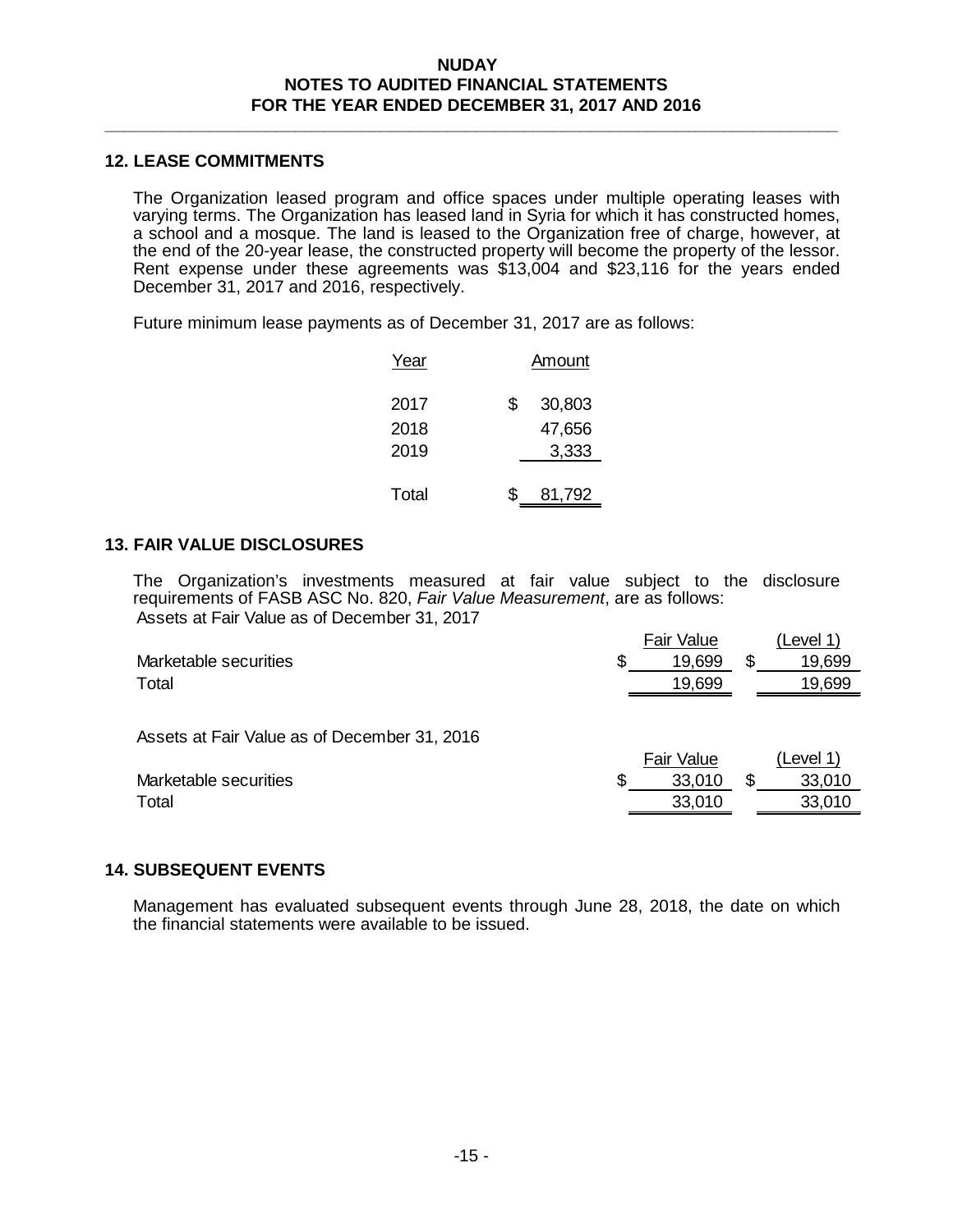## 12. LEASE COMMITMENTS

The Organization leased program and office spaces under multiple operating leases with varying terms. The Organization has leased land in Syria for which it has constructed homes, a school and a mosque. The land is leased to the Organization free of charge, however, at the end of the 20-year lease, the constructed property will become the property of the lessor. Rent expense under these agreements was $13,004 and $23,116 for the years ended December 31, 2017 and 2016, respectively.

Future minimum lease payments as of December 31, 2017 are as follows:

| Year | Amount |
|---|---|
| 2017 | $ 30,803 |
| 2018 | 47,656 |
| 2019 | 3,333 |
| Total | $ 81,792 |

## 13. FAIR VALUE DISCLOSURES

The Organization's investments measured at fair value subject to the disclosure requirements of FASB ASC No. 820, *Fair Value Measurement*, are as follows:

Assets at Fair Value as of December 31, 2017

| | Fair Value | (Level 1) |
|---|---|---|
| Marketable securities | $ 19,699 | $ 19,699 |
| Total | 19,699 | 19,699 |

Assets at Fair Value as of December 31, 2016

| | Fair Value | (Level 1) |
|---|---|---|
| Marketable securities | $ 33,010 | $ 33,010 |
| Total | 33,010 | 33,010 |

## 14. SUBSEQUENT EVENTS

Management has evaluated subsequent events through June 28, 2018, the date on which the financial statements were available to be issued.